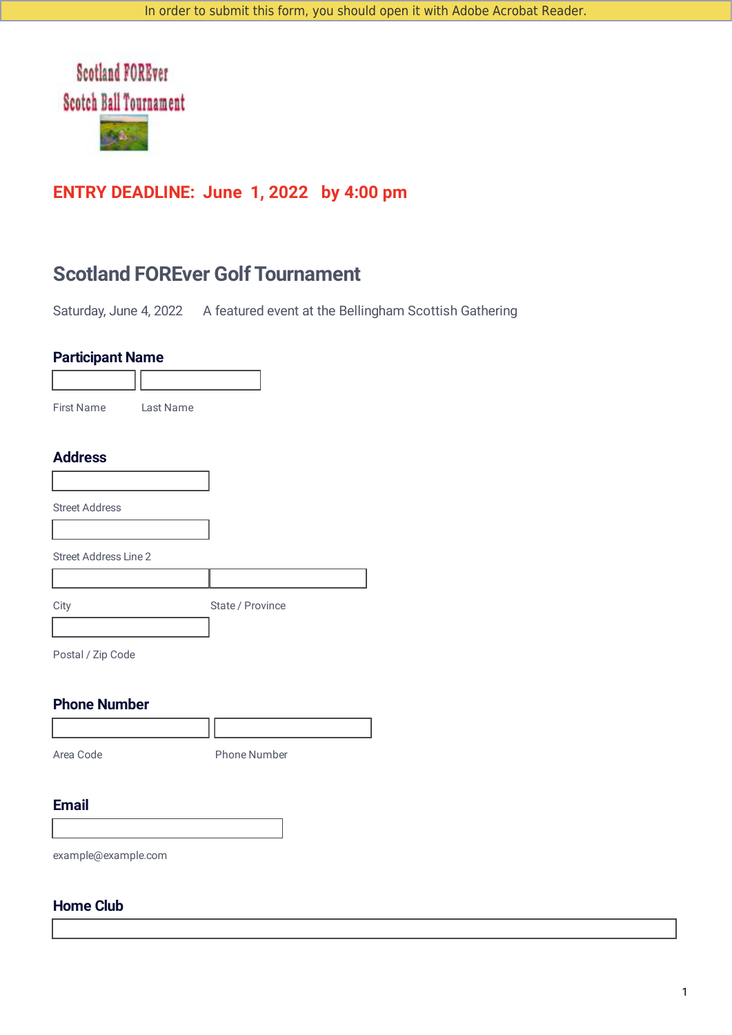In order to submit this form, you should open it with Adobe Acrobat Reader.

Scotland FOREver
Scotch Ball Tournament

**ENTRY DEADLINE: June 1, 2022 by 4:00 pm**

# Scotland FOREver Golf Tournament

Saturday, June 4, 2022 A featured event at the Bellingham Scottish Gathering

## Participant Name

First Name Last Name

## Address

Street Address

Street Address Line 2

City State / Province

Postal / Zip Code

## Phone Number

Area Code Phone Number

## Email

example@example.com

## Home Club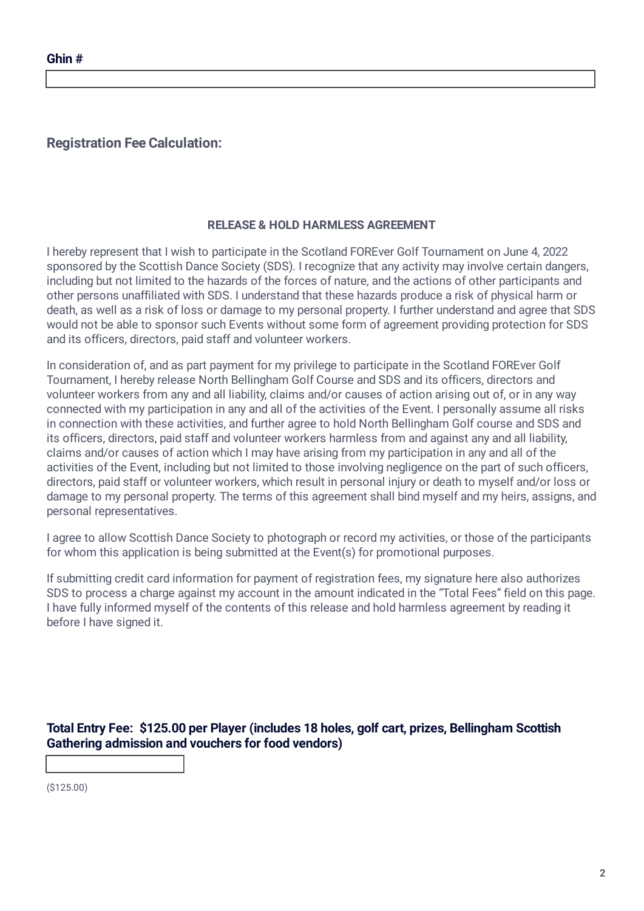**Ghin #**

### Registration Fee Calculation:

**RELEASE & HOLD HARMLESS AGREEMENT**

I hereby represent that I wish to participate in the Scotland FOREver Golf Tournament on June 4, 2022 sponsored by the Scottish Dance Society (SDS). I recognize that any activity may involve certain dangers, including but not limited to the hazards of the forces of nature, and the actions of other participants and other persons unaffiliated with SDS. I understand that these hazards produce a risk of physical harm or death, as well as a risk of loss or damage to my personal property. I further understand and agree that SDS would not be able to sponsor such Events without some form of agreement providing protection for SDS and its officers, directors, paid staff and volunteer workers.

In consideration of, and as part payment for my privilege to participate in the Scotland FOREver Golf Tournament, I hereby release North Bellingham Golf Course and SDS and its officers, directors and volunteer workers from any and all liability, claims and/or causes of action arising out of, or in any way connected with my participation in any and all of the activities of the Event. I personally assume all risks in connection with these activities, and further agree to hold North Bellingham Golf course and SDS and its officers, directors, paid staff and volunteer workers harmless from and against any and all liability, claims and/or causes of action which I may have arising from my participation in any and all of the activities of the Event, including but not limited to those involving negligence on the part of such officers, directors, paid staff or volunteer workers, which result in personal injury or death to myself and/or loss or damage to my personal property. The terms of this agreement shall bind myself and my heirs, assigns, and personal representatives.

I agree to allow Scottish Dance Society to photograph or record my activities, or those of the participants for whom this application is being submitted at the Event(s) for promotional purposes.

If submitting credit card information for payment of registration fees, my signature here also authorizes SDS to process a charge against my account in the amount indicated in the "Total Fees" field on this page. I have fully informed myself of the contents of this release and hold harmless agreement by reading it before I have signed it.

**Total Entry Fee: $125.00 per Player (includes 18 holes, golf cart, prizes, Bellingham Scottish Gathering admission and vouchers for food vendors)**

($125.00)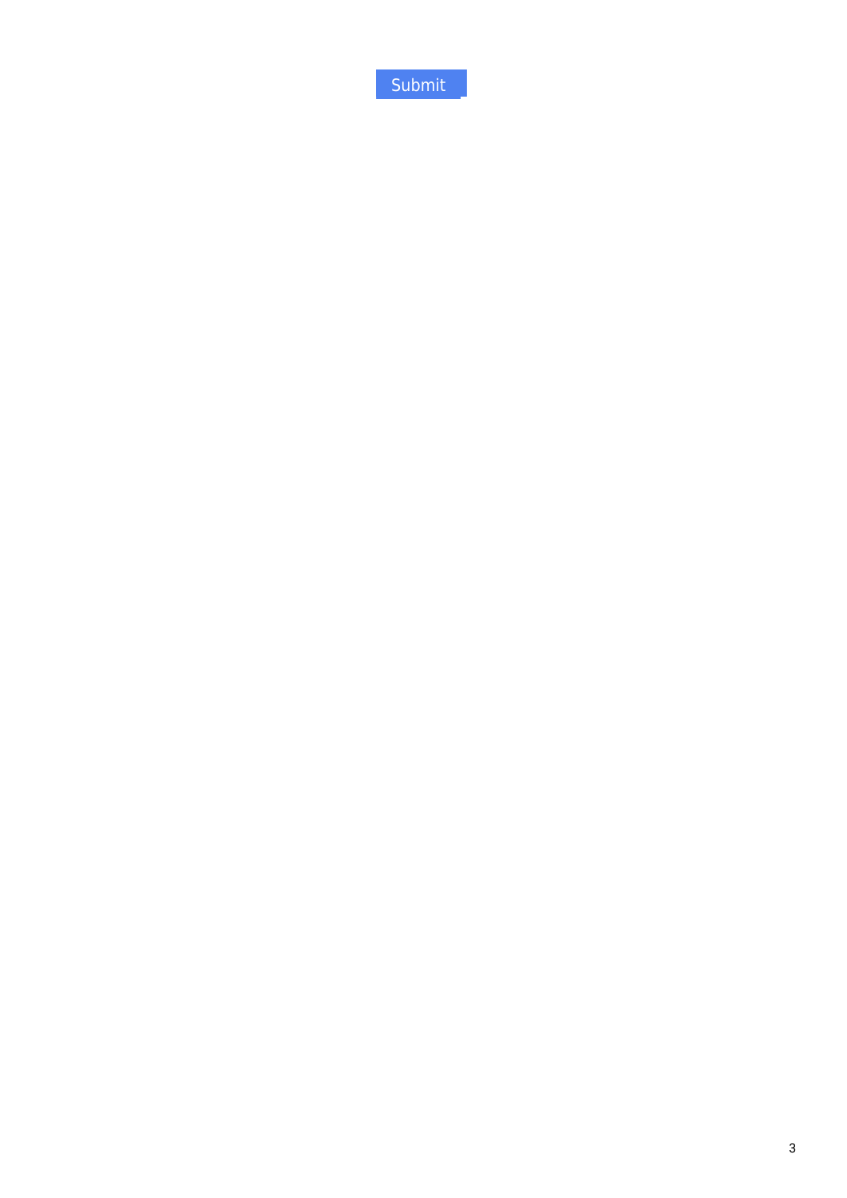Submit